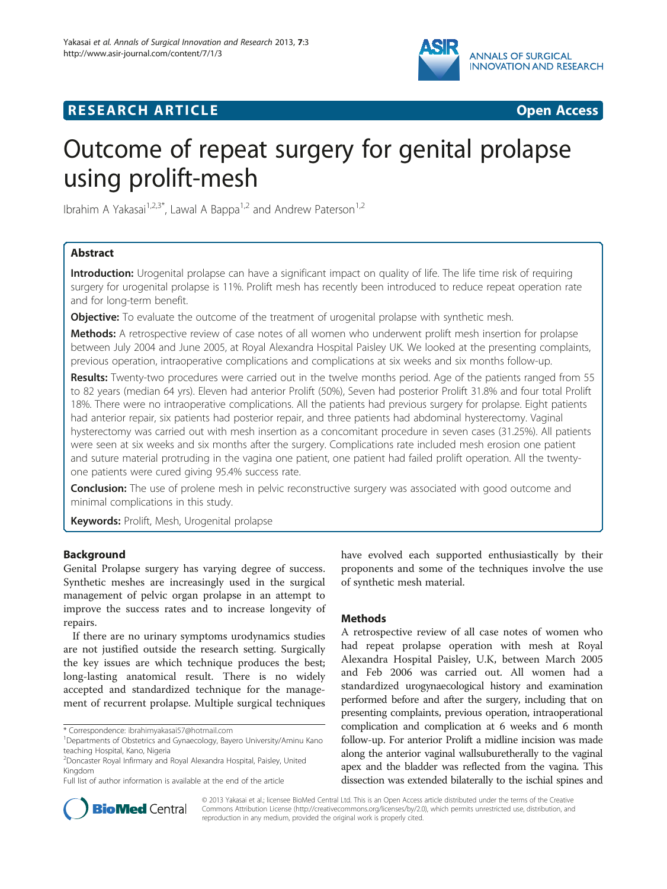**RESEARCH ARTICLE** **Open Access**

# Outcome of repeat surgery for genital prolapse using prolift-mesh

Ibrahim A Yakasai[1,2,3*], Lawal A Bappa[1,2] and Andrew Paterson[1,2]

## Abstract

**Introduction:** Urogenital prolapse can have a significant impact on quality of life. The life time risk of requiring surgery for urogenital prolapse is 11%. Prolift mesh has recently been introduced to reduce repeat operation rate and for long-term benefit.

**Objective:** To evaluate the outcome of the treatment of urogenital prolapse with synthetic mesh.

**Methods:** A retrospective review of case notes of all women who underwent prolift mesh insertion for prolapse between July 2004 and June 2005, at Royal Alexandra Hospital Paisley UK. We looked at the presenting complaints, previous operation, intraoperative complications and complications at six weeks and six months follow-up.

**Results:** Twenty-two procedures were carried out in the twelve months period. Age of the patients ranged from 55 to 82 years (median 64 yrs). Eleven had anterior Prolift (50%), Seven had posterior Prolift 31.8% and four total Prolift 18%. There were no intraoperative complications. All the patients had previous surgery for prolapse. Eight patients had anterior repair, six patients had posterior repair, and three patients had abdominal hysterectomy. Vaginal hysterectomy was carried out with mesh insertion as a concomitant procedure in seven cases (31.25%). All patients were seen at six weeks and six months after the surgery. Complications rate included mesh erosion one patient and suture material protruding in the vagina one patient, one patient had failed prolift operation. All the twenty-one patients were cured giving 95.4% success rate.

**Conclusion:** The use of prolene mesh in pelvic reconstructive surgery was associated with good outcome and minimal complications in this study.

**Keywords:** Prolift, Mesh, Urogenital prolapse

## Background

Genital Prolapse surgery has varying degree of success. Synthetic meshes are increasingly used in the surgical management of pelvic organ prolapse in an attempt to improve the success rates and to increase longevity of repairs.

If there are no urinary symptoms urodynamics studies are not justified outside the research setting. Surgically the key issues are which technique produces the best; long-lasting anatomical result. There is no widely accepted and standardized technique for the management of recurrent prolapse. Multiple surgical techniques have evolved each supported enthusiastically by their proponents and some of the techniques involve the use of synthetic mesh material.

## Methods

A retrospective review of all case notes of women who had repeat prolapse operation with mesh at Royal Alexandra Hospital Paisley, U.K, between March 2005 and Feb 2006 was carried out. All women had a standardized urogynaecological history and examination performed before and after the surgery, including that on presenting complaints, previous operation, intraoperational complication and complication at 6 weeks and 6 month follow-up. For anterior Prolift a midline incision was made along the anterior vaginal wallsuburetherally to the vaginal apex and the bladder was reflected from the vagina. This dissection was extended bilaterally to the ischial spines and

\* Correspondence: ibrahimyakasai57@hotmail.com
[1]Departments of Obstetrics and Gynaecology, Bayero University/Aminu Kano teaching Hospital, Kano, Nigeria
[2]Doncaster Royal Infirmary and Royal Alexandra Hospital, Paisley, United Kingdom
Full list of author information is available at the end of the article

© 2013 Yakasai et al.; licensee BioMed Central Ltd. This is an Open Access article distributed under the terms of the Creative Commons Attribution License (http://creativecommons.org/licenses/by/2.0), which permits unrestricted use, distribution, and reproduction in any medium, provided the original work is properly cited.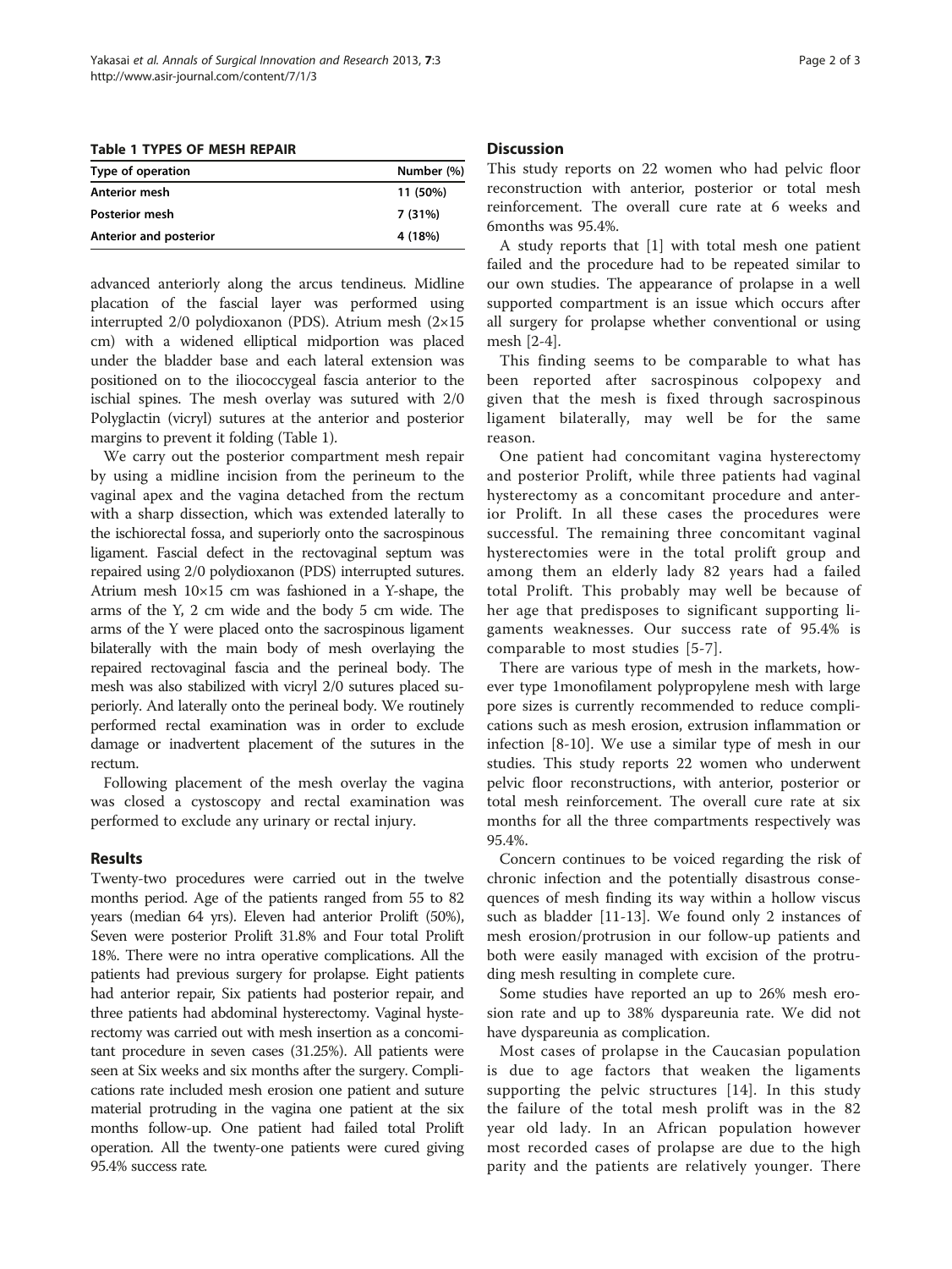**Table 1 TYPES OF MESH REPAIR**

| Type of operation | Number (%) |
| --- | --- |
| Anterior mesh | 11 (50%) |
| Posterior mesh | 7 (31%) |
| Anterior and posterior | 4 (18%) |

advanced anteriorly along the arcus tendineus. Midline placation of the fascial layer was performed using interrupted 2/0 polydioxanon (PDS). Atrium mesh (2×15 cm) with a widened elliptical midportion was placed under the bladder base and each lateral extension was positioned on to the iliococcygeal fascia anterior to the ischial spines. The mesh overlay was sutured with 2/0 Polyglactin (vicryl) sutures at the anterior and posterior margins to prevent it folding (Table 1).

We carry out the posterior compartment mesh repair by using a midline incision from the perineum to the vaginal apex and the vagina detached from the rectum with a sharp dissection, which was extended laterally to the ischiorectal fossa, and superiorly onto the sacrospinous ligament. Fascial defect in the rectovaginal septum was repaired using 2/0 polydioxanon (PDS) interrupted sutures. Atrium mesh 10×15 cm was fashioned in a Y-shape, the arms of the Y, 2 cm wide and the body 5 cm wide. The arms of the Y were placed onto the sacrospinous ligament bilaterally with the main body of mesh overlaying the repaired rectovaginal fascia and the perineal body. The mesh was also stabilized with vicryl 2/0 sutures placed superiorly. And laterally onto the perineal body. We routinely performed rectal examination was in order to exclude damage or inadvertent placement of the sutures in the rectum.

Following placement of the mesh overlay the vagina was closed a cystoscopy and rectal examination was performed to exclude any urinary or rectal injury.

## Results

Twenty-two procedures were carried out in the twelve months period. Age of the patients ranged from 55 to 82 years (median 64 yrs). Eleven had anterior Prolift (50%), Seven were posterior Prolift 31.8% and Four total Prolift 18%. There were no intra operative complications. All the patients had previous surgery for prolapse. Eight patients had anterior repair, Six patients had posterior repair, and three patients had abdominal hysterectomy. Vaginal hysterectomy was carried out with mesh insertion as a concomitant procedure in seven cases (31.25%). All patients were seen at Six weeks and six months after the surgery. Complications rate included mesh erosion one patient and suture material protruding in the vagina one patient at the six months follow-up. One patient had failed total Prolift operation. All the twenty-one patients were cured giving 95.4% success rate.

## Discussion

This study reports on 22 women who had pelvic floor reconstruction with anterior, posterior or total mesh reinforcement. The overall cure rate at 6 weeks and 6months was 95.4%.

A study reports that [1] with total mesh one patient failed and the procedure had to be repeated similar to our own studies. The appearance of prolapse in a well supported compartment is an issue which occurs after all surgery for prolapse whether conventional or using mesh [2-4].

This finding seems to be comparable to what has been reported after sacrospinous colpopexy and given that the mesh is fixed through sacrospinous ligament bilaterally, may well be for the same reason.

One patient had concomitant vagina hysterectomy and posterior Prolift, while three patients had vaginal hysterectomy as a concomitant procedure and anterior Prolift. In all these cases the procedures were successful. The remaining three concomitant vaginal hysterectomies were in the total prolift group and among them an elderly lady 82 years had a failed total Prolift. This probably may well be because of her age that predisposes to significant supporting ligaments weaknesses. Our success rate of 95.4% is comparable to most studies [5-7].

There are various type of mesh in the markets, however type 1monofilament polypropylene mesh with large pore sizes is currently recommended to reduce complications such as mesh erosion, extrusion inflammation or infection [8-10]. We use a similar type of mesh in our studies. This study reports 22 women who underwent pelvic floor reconstructions, with anterior, posterior or total mesh reinforcement. The overall cure rate at six months for all the three compartments respectively was 95.4%.

Concern continues to be voiced regarding the risk of chronic infection and the potentially disastrous consequences of mesh finding its way within a hollow viscus such as bladder [11-13]. We found only 2 instances of mesh erosion/protrusion in our follow-up patients and both were easily managed with excision of the protruding mesh resulting in complete cure.

Some studies have reported an up to 26% mesh erosion rate and up to 38% dyspareunia rate. We did not have dyspareunia as complication.

Most cases of prolapse in the Caucasian population is due to age factors that weaken the ligaments supporting the pelvic structures [14]. In this study the failure of the total mesh prolift was in the 82 year old lady. In an African population however most recorded cases of prolapse are due to the high parity and the patients are relatively younger. There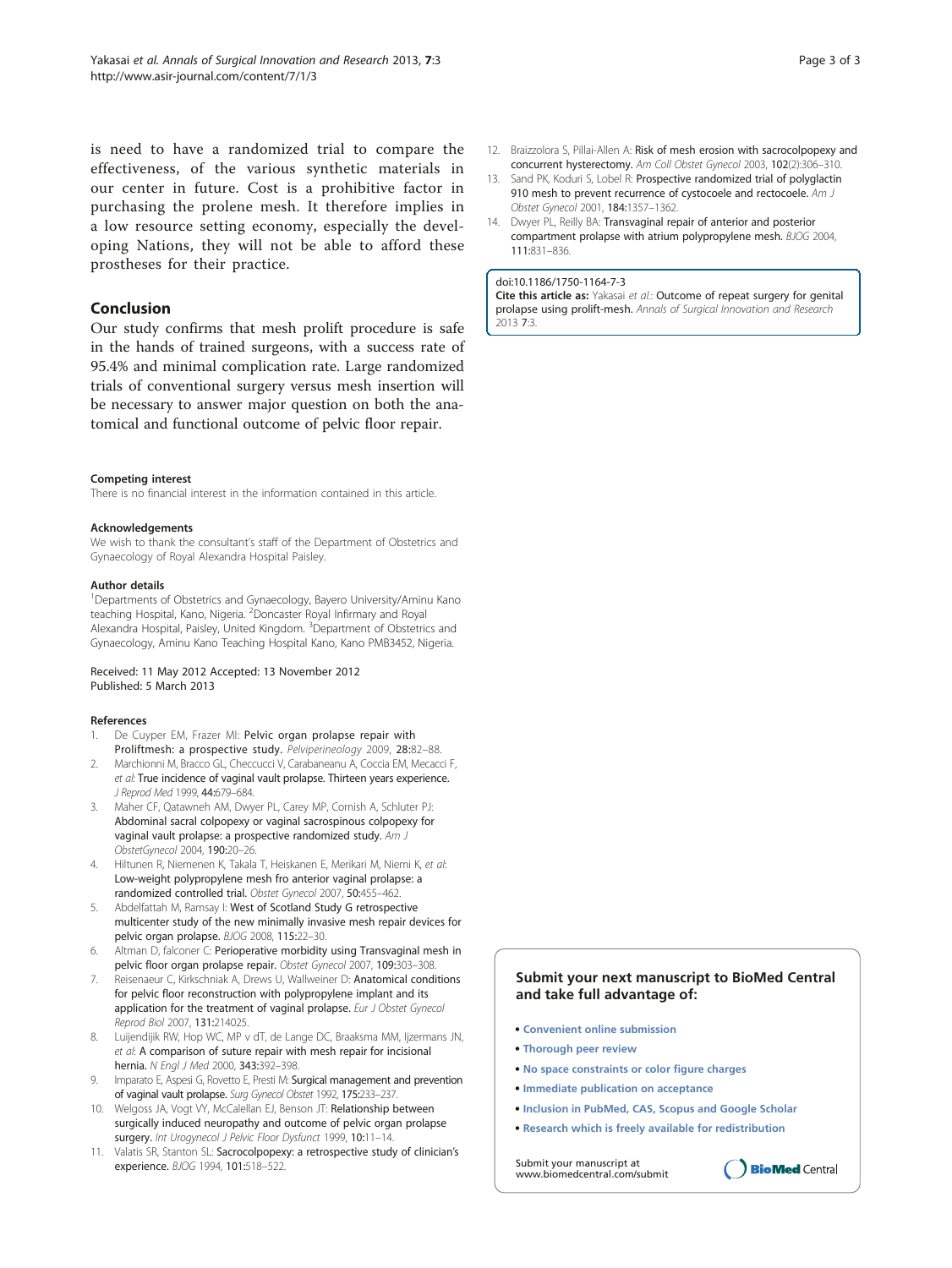is need to have a randomized trial to compare the effectiveness, of the various synthetic materials in our center in future. Cost is a prohibitive factor in purchasing the prolene mesh. It therefore implies in a low resource setting economy, especially the developing Nations, they will not be able to afford these prostheses for their practice.

## Conclusion

Our study confirms that mesh prolift procedure is safe in the hands of trained surgeons, with a success rate of 95.4% and minimal complication rate. Large randomized trials of conventional surgery versus mesh insertion will be necessary to answer major question on both the anatomical and functional outcome of pelvic floor repair.

#### Competing interest

There is no financial interest in the information contained in this article.

#### Acknowledgements

We wish to thank the consultant's staff of the Department of Obstetrics and Gynaecology of Royal Alexandra Hospital Paisley.

#### Author details

[1]Departments of Obstetrics and Gynaecology, Bayero University/Aminu Kano teaching Hospital, Kano, Nigeria. [2]Doncaster Royal Infirmary and Royal Alexandra Hospital, Paisley, United Kingdom. [3]Department of Obstetrics and Gynaecology, Aminu Kano Teaching Hospital Kano, Kano PMB3452, Nigeria.

Received: 11 May 2012 Accepted: 13 November 2012
Published: 5 March 2013

#### References

1. De Cuyper EM, Frazer MI: **Pelvic organ prolapse repair with Proliftmesh: a prospective study.** *Pelviperineology* 2009, **28:**82–88.
2. Marchionni M, Bracco GL, Checcucci V, Carabaneanu A, Coccia EM, Mecacci F, *et al*: **True incidence of vaginal vault prolapse. Thirteen years experience.** *J Reprod Med* 1999, **44:**679–684.
3. Maher CF, Qatawneh AM, Dwyer PL, Carey MP, Cornish A, Schluter PJ: **Abdominal sacral colpopexy or vaginal sacrospinous colpopexy for vaginal vault prolapse: a prospective randomized study.** *Am J ObstetGynecol* 2004, **190:**20–26.
4. Hiltunen R, Niemenen K, Takala T, Heiskanen E, Merikari M, Niemi K, *et al*: **Low-weight polypropylene mesh fro anterior vaginal prolapse: a randomized controlled trial.** *Obstet Gynecol* 2007, **50:**455–462.
5. Abdelfattah M, Ramsay I: **West of Scotland Study G retrospective multicenter study of the new minimally invasive mesh repair devices for pelvic organ prolapse.** *BJOG* 2008, **115:**22–30.
6. Altman D, falconer C: **Perioperative morbidity using Transvaginal mesh in pelvic floor organ prolapse repair.** *Obstet Gynecol* 2007, **109:**303–308.
7. Reisenaeur C, Kirkschniak A, Drews U, Wallweiner D: **Anatomical conditions for pelvic floor reconstruction with polypropylene implant and its application for the treatment of vaginal prolapse.** *Eur J Obstet Gynecol Reprod Biol* 2007, **131:**214025.
8. Luijendijik RW, Hop WC, MP v dT, de Lange DC, Braaksma MM, Ijzermans JN, *et al*: **A comparison of suture repair with mesh repair for incisional hernia.** *N Engl J Med* 2000, **343:**392–398.
9. Imparato E, Aspesi G, Rovetto E, Presti M: **Surgical management and prevention of vaginal vault prolapse.** *Surg Gynecol Obstet* 1992, **175:**233–237.
10. Welgoss JA, Vogt VY, McCalellan EJ, Benson JT: **Relationship between surgically induced neuropathy and outcome of pelvic organ prolapse surgery.** *Int Urogynecol J Pelvic Floor Dysfunct* 1999, **10:**11–14.
11. Valatis SR, Stanton SL: **Sacrocolpopexy: a retrospective study of clinician's experience.** *BJOG* 1994, **101:**518–522.
12. Braizzolora S, Pillai-Allen A: **Risk of mesh erosion with sacrocolpopexy and concurrent hysterectomy.** *Am Coll Obstet Gynecol* 2003, **102**(2):306–310.
13. Sand PK, Koduri S, Lobel R: **Prospective randomized trial of polyglactin 910 mesh to prevent recurrence of cystocoele and rectocoele.** *Am J Obstet Gynecol* 2001, **184:**1357–1362.
14. Dwyer PL, Reilly BA: **Transvaginal repair of anterior and posterior compartment prolapse with atrium polypropylene mesh.** *BJOG* 2004, **111:**831–836.

doi:10.1186/1750-1164-7-3
**Cite this article as:** Yakasai *et al.*: Outcome of repeat surgery for genital prolapse using prolift-mesh. *Annals of Surgical Innovation and Research* 2013 **7**:3.

**Submit your next manuscript to BioMed Central and take full advantage of:**

- Convenient online submission
- Thorough peer review
- No space constraints or color figure charges
- Immediate publication on acceptance
- Inclusion in PubMed, CAS, Scopus and Google Scholar
- Research which is freely available for redistribution

Submit your manuscript at
www.biomedcentral.com/submit

BioMed Central